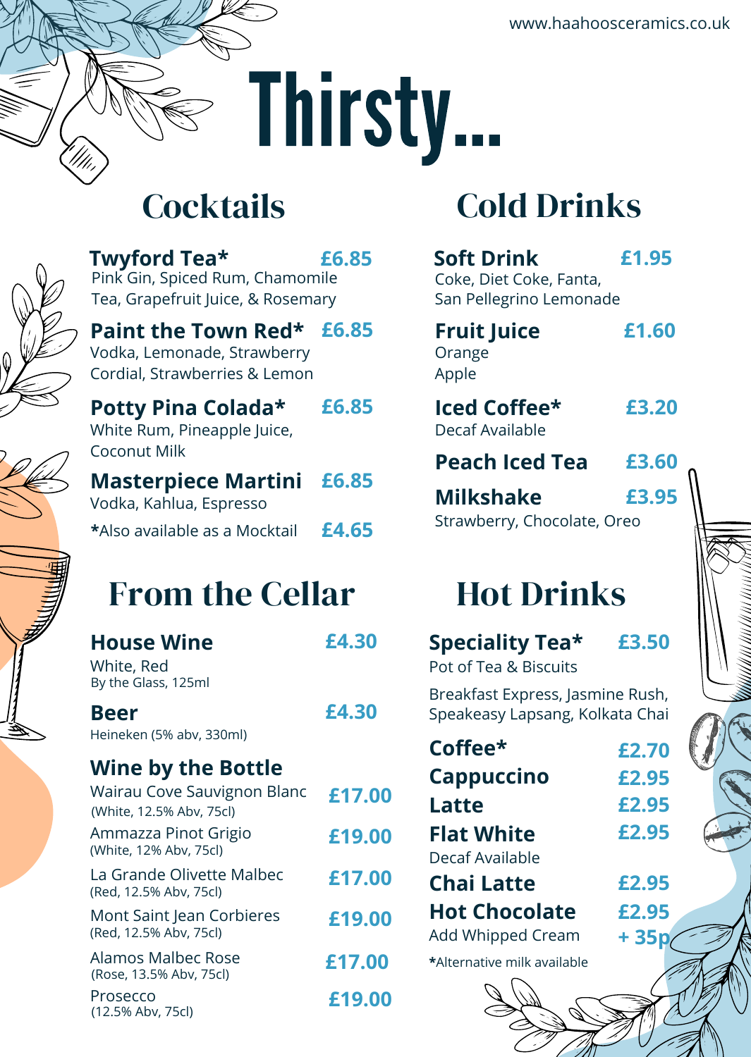www.haahoosceramics.co.uk

# Thirsty...

## Cocktails

**Twyford Tea*** **£6.85**
Pink Gin, Spiced Rum, Chamomile Tea, Grapefruit Juice, & Rosemary

**Paint the Town Red*** **£6.85**
Vodka, Lemonade, Strawberry Cordial, Strawberries & Lemon

**Potty Pina Colada*** **£6.85**
White Rum, Pineapple Juice, Coconut Milk

**Masterpiece Martini** **£6.85**
Vodka, Kahlua, Espresso

*Also available as a Mocktail **£4.65**

## Cold Drinks

**Soft Drink** **£1.95**
Coke, Diet Coke, Fanta, San Pellegrino Lemonade

**Fruit Juice** **£1.60**
Orange
Apple

**Iced Coffee*** **£3.20**
Decaf Available

**Peach Iced Tea** **£3.60**

**Milkshake** **£3.95**
Strawberry, Chocolate, Oreo

## From the Cellar

**House Wine** **£4.30**
White, Red
By the Glass, 125ml

**Beer** **£4.30**
Heineken (5% abv, 330ml)

### Wine by the Bottle

Wairau Cove Sauvignon Blanc **£17.00**
(White, 12.5% Abv, 75cl)

Ammazza Pinot Grigio **£19.00**
(White, 12% Abv, 75cl)

La Grande Olivette Malbec **£17.00**
(Red, 12.5% Abv, 75cl)

Mont Saint Jean Corbieres **£19.00**
(Red, 12.5% Abv, 75cl)

Alamos Malbec Rose **£17.00**
(Rose, 13.5% Abv, 75cl)

Prosecco **£19.00**
(12.5% Abv, 75cl)

## Hot Drinks

**Speciality Tea*** **£3.50**
Pot of Tea & Biscuits

Breakfast Express, Jasmine Rush, Speakeasy Lapsang, Kolkata Chai

**Coffee*** **£2.70**

**Cappuccino** **£2.95**

**Latte** **£2.95**

**Flat White** **£2.95**
Decaf Available

**Chai Latte** **£2.95**

**Hot Chocolate** **£2.95**
Add Whipped Cream **+ 35p**

*Alternative milk available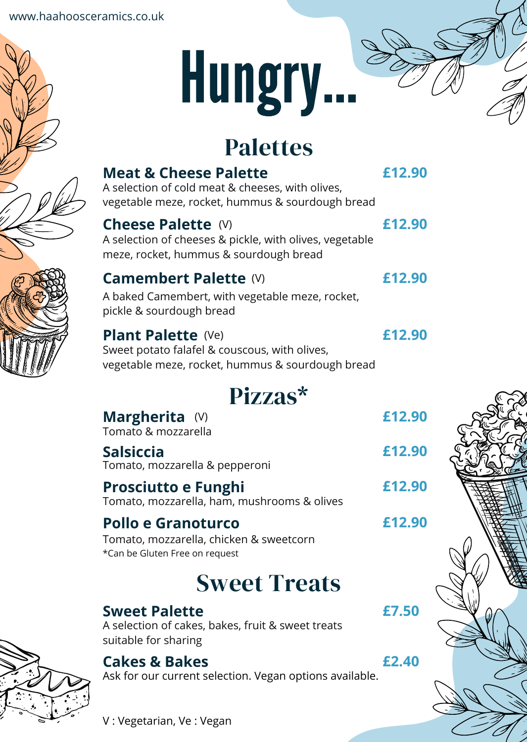www.haahoosceramics.co.uk

# Hungry...

## Palettes

**Meat & Cheese Palette** — **£12.90**
A selection of cold meat & cheeses, with olives, vegetable meze, rocket, hummus & sourdough bread

**Cheese Palette** (V) — **£12.90**
A selection of cheeses & pickle, with olives, vegetable meze, rocket, hummus & sourdough bread

**Camembert Palette** (V) — **£12.90**
A baked Camembert, with vegetable meze, rocket, pickle & sourdough bread

**Plant Palette** (Ve) — **£12.90**
Sweet potato falafel & couscous, with olives, vegetable meze, rocket, hummus & sourdough bread

## Pizzas*

**Margherita** (V) — **£12.90**
Tomato & mozzarella

**Salsiccia** — **£12.90**
Tomato, mozzarella & pepperoni

**Prosciutto e Funghi** — **£12.90**
Tomato, mozzarella, ham, mushrooms & olives

**Pollo e Granoturco** — **£12.90**
Tomato, mozzarella, chicken & sweetcorn

*Can be Gluten Free on request

## Sweet Treats

**Sweet Palette** — **£7.50**
A selection of cakes, bakes, fruit & sweet treats suitable for sharing

**Cakes & Bakes** — **£2.40**
Ask for our current selection. Vegan options available.

V : Vegetarian, Ve : Vegan